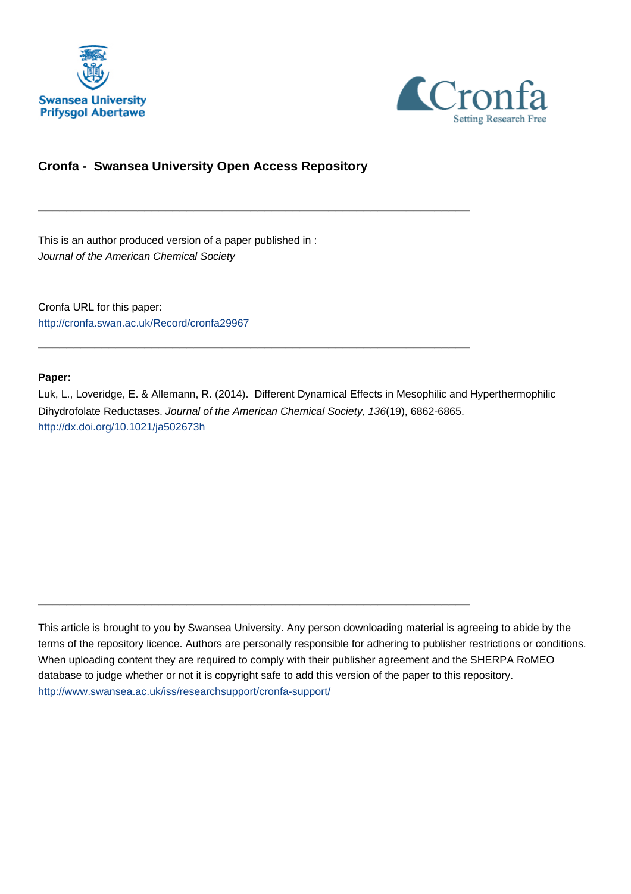Swansea University
Prifysgol Abertawe

Cronfa
Setting Research Free

## Cronfa - Swansea University Open Access Repository

---

This is an author produced version of a paper published in :
*Journal of the American Chemical Society*

Cronfa URL for this paper:
http://cronfa.swan.ac.uk/Record/cronfa29967

---

**Paper:**

Luk, L., Loveridge, E. & Allemann, R. (2014). Different Dynamical Effects in Mesophilic and Hyperthermophilic Dihydrofolate Reductases. *Journal of the American Chemical Society, 136*(19), 6862-6865.
http://dx.doi.org/10.1021/ja502673h

---

This article is brought to you by Swansea University. Any person downloading material is agreeing to abide by the terms of the repository licence. Authors are personally responsible for adhering to publisher restrictions or conditions. When uploading content they are required to comply with their publisher agreement and the SHERPA RoMEO database to judge whether or not it is copyright safe to add this version of the paper to this repository.
http://www.swansea.ac.uk/iss/researchsupport/cronfa-support/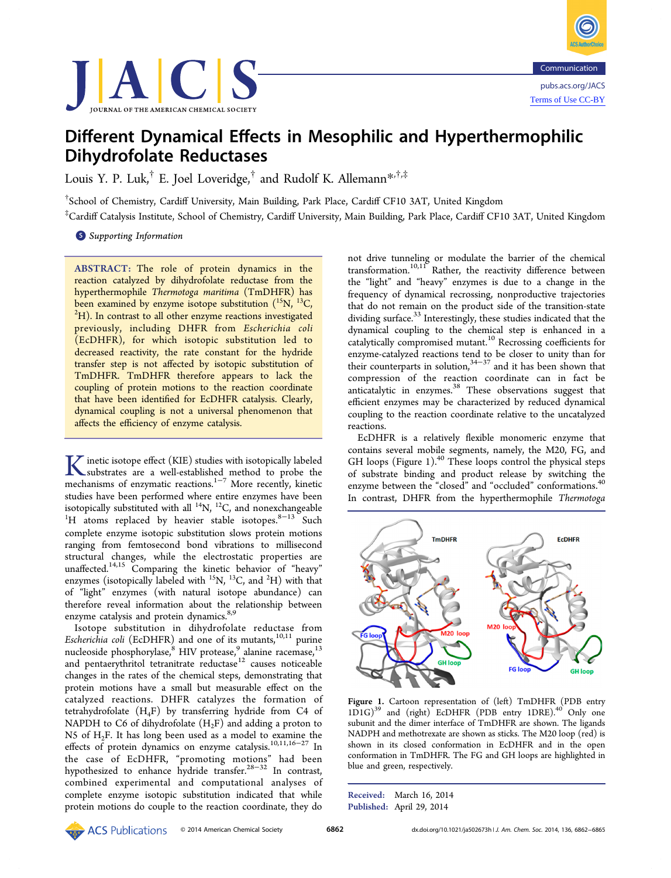# Different Dynamical Effects in Mesophilic and Hyperthermophilic Dihydrofolate Reductases

Louis Y. P. Luk,[†] E. Joel Loveridge,[†] and Rudolf K. Allemann*[,†,‡]

[†]School of Chemistry, Cardiff University, Main Building, Park Place, Cardiff CF10 3AT, United Kingdom

[‡]Cardiff Catalysis Institute, School of Chemistry, Cardiff University, Main Building, Park Place, Cardiff CF10 3AT, United Kingdom

Supporting Information

**ABSTRACT:** The role of protein dynamics in the reaction catalyzed by dihydrofolate reductase from the hyperthermophile *Thermotoga maritima* (TmDHFR) has been examined by enzyme isotope substitution ($^{15}N$, $^{13}C$, $^{2}H$). In contrast to all other enzyme reactions investigated previously, including DHFR from *Escherichia coli* (EcDHFR), for which isotopic substitution led to decreased reactivity, the rate constant for the hydride transfer step is not affected by isotopic substitution of TmDHFR. TmDHFR therefore appears to lack the coupling of protein motions to the reaction coordinate that have been identified for EcDHFR catalysis. Clearly, dynamical coupling is not a universal phenomenon that affects the efficiency of enzyme catalysis.

Kinetic isotope effect (KIE) studies with isotopically labeled substrates are a well-established method to probe the mechanisms of enzymatic reactions.[1−7] More recently, kinetic studies have been performed where entire enzymes have been isotopically substituted with all $^{14}N$, $^{12}C$, and nonexchangeable $^{1}H$ atoms replaced by heavier stable isotopes.[8−13] Such complete enzyme isotopic substitution slows protein motions ranging from femtosecond bond vibrations to millisecond structural changes, while the electrostatic properties are unaffected.[14,15] Comparing the kinetic behavior of "heavy" enzymes (isotopically labeled with $^{15}N$, $^{13}C$, and $^{2}H$) with that of "light" enzymes (with natural isotope abundance) can therefore reveal information about the relationship between enzyme catalysis and protein dynamics.[8,9]

Isotope substitution in dihydrofolate reductase from *Escherichia coli* (EcDHFR) and one of its mutants,[10,11] purine nucleoside phosphorylase,[8] HIV protease,[9] alanine racemase,[13] and pentaerythritol tetranitrate reductase[12] causes noticeable changes in the rates of the chemical steps, demonstrating that protein motions have a small but measurable effect on the catalyzed reactions. DHFR catalyzes the formation of tetrahydrofolate ($H_4F$) by transferring hydride from C4 of NAPDH to C6 of dihydrofolate ($H_2F$) and adding a proton to N5 of $H_2F$. It has long been used as a model to examine the effects of protein dynamics on enzyme catalysis.[10,11,16−27] In the case of EcDHFR, "promoting motions" had been hypothesized to enhance hydride transfer.[28−32] In contrast, combined experimental and computational analyses of complete enzyme isotopic substitution indicated that while protein motions do couple to the reaction coordinate, they do not drive tunneling or modulate the barrier of the chemical transformation.[10,11] Rather, the reactivity difference between the "light" and "heavy" enzymes is due to a change in the frequency of dynamical recrossing, nonproductive trajectories that do not remain on the product side of the transition-state dividing surface.[33] Interestingly, these studies indicated that the dynamical coupling to the chemical step is enhanced in a catalytically compromised mutant.[10] Recrossing coefficients for enzyme-catalyzed reactions tend to be closer to unity than for their counterparts in solution,[34−37] and it has been shown that compression of the reaction coordinate can in fact be anticatalytic in enzymes.[38] These observations suggest that efficient enzymes may be characterized by reduced dynamical coupling to the reaction coordinate relative to the uncatalyzed reactions.

EcDHFR is a relatively flexible monomeric enzyme that contains several mobile segments, namely, the M20, FG, and GH loops (Figure 1).[40] These loops control the physical steps of substrate binding and product release by switching the enzyme between the "closed" and "occluded" conformations.[40] In contrast, DHFR from the hyperthermophile *Thermotoga*

**Figure 1.** Cartoon representation of (left) TmDHFR (PDB entry 1D1G)[39] and (right) EcDHFR (PDB entry 1DRE).[40] Only one subunit and the dimer interface of TmDHFR are shown. The ligands NADPH and methotrexate are shown as sticks. The M20 loop (red) is shown in its closed conformation in EcDHFR and in the open conformation in TmDHFR. The FG and GH loops are highlighted in blue and green, respectively.

Received: March 16, 2014

Published: April 29, 2014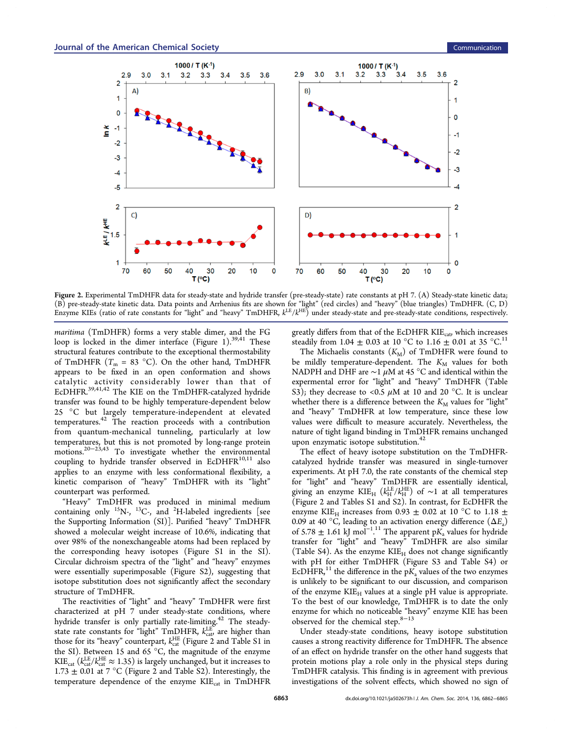**Figure 2.** Experimental TmDHFR data for steady-state and hydride transfer (pre-steady-state) rate constants at pH 7. (A) Steady-state kinetic data; (B) pre-steady-state kinetic data. Data points and Arrhenius fits are shown for "light" (red circles) and "heavy" (blue triangles) TmDHFR. (C, D) Enzyme KIEs (ratio of rate constants for "light" and "heavy" TmDHFR, $k^{LE}/k^{HE}$) under steady-state and pre-steady-state conditions, respectively.

*maritima* (TmDHFR) forms a very stable dimer, and the FG loop is locked in the dimer interface (Figure 1).[39,41] These structural features contribute to the exceptional thermostability of TmDHFR ($T_m$ = 83 °C). On the other hand, TmDHFR appears to be fixed in an open conformation and shows catalytic activity considerably lower than that of EcDHFR.[39,41,42] The KIE on the TmDHFR-catalyzed hydride transfer was found to be highly temperature-dependent below 25 °C but largely temperature-independent at elevated temperatures.[42] The reaction proceeds with a contribution from quantum-mechanical tunneling, particularly at low temperatures, but this is not promoted by long-range protein motions.[20−23,43] To investigate whether the environmental coupling to hydride transfer observed in EcDHFR[10,11] also applies to an enzyme with less conformational flexibility, a kinetic comparison of "heavy" TmDHFR with its "light" counterpart was performed.

"Heavy" TmDHFR was produced in minimal medium containing only $^{15}N$-, $^{13}C$-, and $^{2}H$-labeled ingredients [see the Supporting Information (SI)]. Purified "heavy" TmDHFR showed a molecular weight increase of 10.6%, indicating that over 98% of the nonexchangeable atoms had been replaced by the corresponding heavy isotopes (Figure S1 in the SI). Circular dichroism spectra of the "light" and "heavy" enzymes were essentially superimposable (Figure S2), suggesting that isotope substitution does not significantly affect the secondary structure of TmDHFR.

The reactivities of "light" and "heavy" TmDHFR were first characterized at pH 7 under steady-state conditions, where hydride transfer is only partially rate-limiting.[42] The steady-state rate constants for "light" TmDHFR, $k_{cat}^{LE}$, are higher than those for its "heavy" counterpart, $k_{cat}^{HE}$ (Figure 2 and Table S1 in the SI). Between 15 and 65 °C, the magnitude of the enzyme KIE$_{cat}$ ($k_{cat}^{LE}/k_{cat}^{HE} \approx 1.35$) is largely unchanged, but it increases to 1.73 ± 0.01 at 7 °C (Figure 2 and Table S2). Interestingly, the temperature dependence of the enzyme KIE$_{cat}$ in TmDHFR greatly differs from that of the EcDHFR KIE$_{cat}$, which increases steadily from 1.04 ± 0.03 at 10 °C to 1.16 ± 0.01 at 35 °C.[11]

The Michaelis constants ($K_M$) of TmDHFR were found to be mildly temperature-dependent. The $K_M$ values for both NADPH and DHF are ~1 μM at 45 °C and identical within the experimental error for "light" and "heavy" TmDHFR (Table S3); they decrease to <0.5 μM at 10 and 20 °C. It is unclear whether there is a difference between the $K_M$ values for "light" and "heavy" TmDHFR at low temperature, since these low values were difficult to measure accurately. Nevertheless, the nature of tight ligand binding in TmDHFR remains unchanged upon enzymatic isotope substitution.[42]

The effect of heavy isotope substitution on the TmDHFR-catalyzed hydride transfer was measured in single-turnover experiments. At pH 7.0, the rate constants of the chemical step for "light" and "heavy" TmDHFR are essentially identical, giving an enzyme KIE$_H$ ($k_H^{LE}/k_H^{HE}$) of ~1 at all temperatures (Figure 2 and Tables S1 and S2). In contrast, for EcDHFR the enzyme KIE$_H$ increases from 0.93 ± 0.02 at 10 °C to 1.18 ± 0.09 at 40 °C, leading to an activation energy difference ($\Delta E_a$) of 5.78 ± 1.61 kJ mol$^{-1}$.[11] The apparent p$K_a$ values for hydride transfer for "light" and "heavy" TmDHFR are also similar (Table S4). As the enzyme KIE$_H$ does not change significantly with pH for either TmDHFR (Figure S3 and Table S4) or EcDHFR,[11] the difference in the p$K_a$ values of the two enzymes is unlikely to be significant to our discussion, and comparison of the enzyme KIE$_H$ values at a single pH value is appropriate. To the best of our knowledge, TmDHFR is to date the only enzyme for which no noticeable "heavy" enzyme KIE has been observed for the chemical step.[8−13]

Under steady-state conditions, heavy isotope substitution causes a strong reactivity difference for TmDHFR. The absence of an effect on hydride transfer on the other hand suggests that protein motions play a role only in the physical steps during TmDHFR catalysis. This finding is in agreement with previous investigations of the solvent effects, which showed no sign of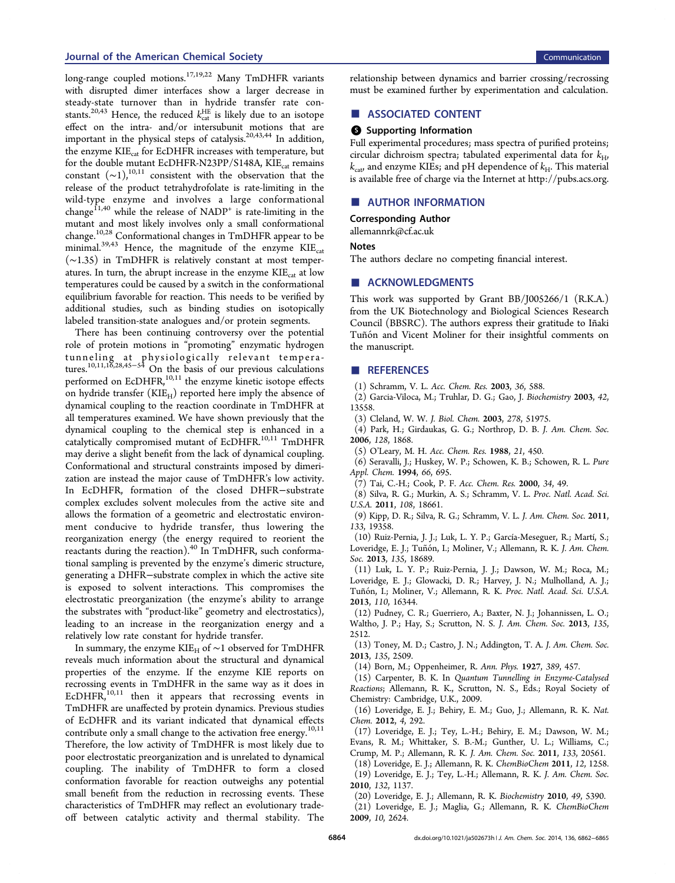long-range coupled motions.[17,19,22] Many TmDHFR variants with disrupted dimer interfaces show a larger decrease in steady-state turnover than in hydride transfer rate constants.[20,43] Hence, the reduced $k_{cat}^{HE}$ is likely due to an isotope effect on the intra- and/or intersubunit motions that are important in the physical steps of catalysis.[20,43,44] In addition, the enzyme $KIE_{cat}$ for EcDHFR increases with temperature, but for the double mutant EcDHFR-N23PP/S148A, $KIE_{cat}$ remains constant (~1),[10,11] consistent with the observation that the release of the product tetrahydrofolate is rate-limiting in the wild-type enzyme and involves a large conformational change[11,40] while the release of $NADP^+$ is rate-limiting in the mutant and most likely involves only a small conformational change.[10,28] Conformational changes in TmDHFR appear to be minimal.[39,43] Hence, the magnitude of the enzyme $KIE_{cat}$ (~1.35) in TmDHFR is relatively constant at most temperatures. In turn, the abrupt increase in the enzyme $KIE_{cat}$ at low temperatures could be caused by a switch in the conformational equilibrium favorable for reaction. This needs to be verified by additional studies, such as binding studies on isotopically labeled transition-state analogues and/or protein segments.

There has been continuing controversy over the potential role of protein motions in "promoting" enzymatic hydrogen tunneling at physiologically relevant temperatures.[10,11,16,28,45−54] On the basis of our previous calculations performed on EcDHFR,[10,11] the enzyme kinetic isotope effects on hydride transfer ($KIE_H$) reported here imply the absence of dynamical coupling to the reaction coordinate in TmDHFR at all temperatures examined. We have shown previously that the dynamical coupling to the chemical step is enhanced in a catalytically compromised mutant of EcDHFR.[10,11] TmDHFR may derive a slight benefit from the lack of dynamical coupling. Conformational and structural constraints imposed by dimerization are instead the major cause of TmDHFR's low activity. In EcDHFR, formation of the closed DHFR−substrate complex excludes solvent molecules from the active site and allows the formation of a geometric and electrostatic environment conducive to hydride transfer, thus lowering the reorganization energy (the energy required to reorient the reactants during the reaction).[40] In TmDHFR, such conformational sampling is prevented by the enzyme's dimeric structure, generating a DHFR−substrate complex in which the active site is exposed to solvent interactions. This compromises the electrostatic preorganization (the enzyme's ability to arrange the substrates with "product-like" geometry and electrostatics), leading to an increase in the reorganization energy and a relatively low rate constant for hydride transfer.

In summary, the enzyme $KIE_H$ of ~1 observed for TmDHFR reveals much information about the structural and dynamical properties of the enzyme. If the enzyme KIE reports on recrossing events in TmDHFR in the same way as it does in EcDHFR,[10,11] then it appears that recrossing events in TmDHFR are unaffected by protein dynamics. Previous studies of EcDHFR and its variant indicated that dynamical effects contribute only a small change to the activation free energy.[10,11] Therefore, the low activity of TmDHFR is most likely due to poor electrostatic preorganization and is unrelated to dynamical coupling. The inability of TmDHFR to form a closed conformation favorable for reaction outweighs any potential small benefit from the reduction in recrossing events. These characteristics of TmDHFR may reflect an evolutionary trade-off between catalytic activity and thermal stability. The relationship between dynamics and barrier crossing/recrossing must be examined further by experimentation and calculation.

## ■ ASSOCIATED CONTENT

### Supporting Information

Full experimental procedures; mass spectra of purified proteins; circular dichroism spectra; tabulated experimental data for $k_H$, $k_{cat}$, and enzyme KIEs; and pH dependence of $k_H$. This material is available free of charge via the Internet at http://pubs.acs.org.

## ■ AUTHOR INFORMATION

### Corresponding Author

allemannrk@cf.ac.uk

### Notes

The authors declare no competing financial interest.

## ■ ACKNOWLEDGMENTS

This work was supported by Grant BB/J005266/1 (R.K.A.) from the UK Biotechnology and Biological Sciences Research Council (BBSRC). The authors express their gratitude to Iñaki Tuñón and Vicent Moliner for their insightful comments on the manuscript.

## ■ REFERENCES

(1) Schramm, V. L. *Acc. Chem. Res.* **2003**, *36*, 588.

(2) Garcia-Viloca, M.; Truhlar, D. G.; Gao, J. *Biochemistry* **2003**, *42*, 13558.

(3) Cleland, W. W. *J. Biol. Chem.* **2003**, *278*, 51975.

(4) Park, H.; Girdaukas, G. G.; Northrop, D. B. *J. Am. Chem. Soc.* **2006**, *128*, 1868.

(5) O'Leary, M. H. *Acc. Chem. Res.* **1988**, *21*, 450.

(6) Seravalli, J.; Huskey, W. P.; Schowen, K. B.; Schowen, R. L. *Pure Appl. Chem.* **1994**, *66*, 695.

(7) Tai, C.-H.; Cook, P. F. *Acc. Chem. Res.* **2000**, *34*, 49.

(8) Silva, R. G.; Murkin, A. S.; Schramm, V. L. *Proc. Natl. Acad. Sci. U.S.A.* **2011**, *108*, 18661.

(9) Kipp, D. R.; Silva, R. G.; Schramm, V. L. *J. Am. Chem. Soc.* **2011**, *133*, 19358.

(10) Ruiz-Pernia, J. J.; Luk, L. Y. P.; García-Meseguer, R.; Martí, S.; Loveridge, E. J.; Tuñón, I.; Moliner, V.; Allemann, R. K. *J. Am. Chem. Soc.* **2013**, *135*, 18689.

(11) Luk, L. Y. P.; Ruiz-Pernia, J. J.; Dawson, W. M.; Roca, M.; Loveridge, E. J.; Glowacki, D. R.; Harvey, J. N.; Mulholland, A. J.; Tuñón, I.; Moliner, V.; Allemann, R. K. *Proc. Natl. Acad. Sci. U.S.A.* **2013**, *110*, 16344.

(12) Pudney, C. R.; Guerriero, A.; Baxter, N. J.; Johannissen, L. O.; Waltho, J. P.; Hay, S.; Scrutton, N. S. *J. Am. Chem. Soc.* **2013**, *135*, 2512.

(13) Toney, M. D.; Castro, J. N.; Addington, T. A. *J. Am. Chem. Soc.* **2013**, *135*, 2509.

(14) Born, M.; Oppenheimer, R. *Ann. Phys.* **1927**, *389*, 457.

(15) Carpenter, B. K. In *Quantum Tunnelling in Enzyme-Catalysed Reactions*; Allemann, R. K., Scrutton, N. S., Eds.; Royal Society of Chemistry: Cambridge, U.K., 2009.

(16) Loveridge, E. J.; Behiry, E. M.; Guo, J.; Allemann, R. K. *Nat. Chem.* **2012**, *4*, 292.

(17) Loveridge, E. J.; Tey, L.-H.; Behiry, E. M.; Dawson, W. M.; Evans, R. M.; Whittaker, S. B.-M.; Gunther, U. L.; Williams, C.; Crump, M. P.; Allemann, R. K. *J. Am. Chem. Soc.* **2011**, *133*, 20561.

(18) Loveridge, E. J.; Allemann, R. K. *ChemBioChem* **2011**, *12*, 1258.

(19) Loveridge, E. J.; Tey, L.-H.; Allemann, R. K. *J. Am. Chem. Soc.* **2010**, *132*, 1137.

(20) Loveridge, E. J.; Allemann, R. K. *Biochemistry* **2010**, *49*, 5390.

(21) Loveridge, E. J.; Maglia, G.; Allemann, R. K. *ChemBioChem* **2009**, *10*, 2624.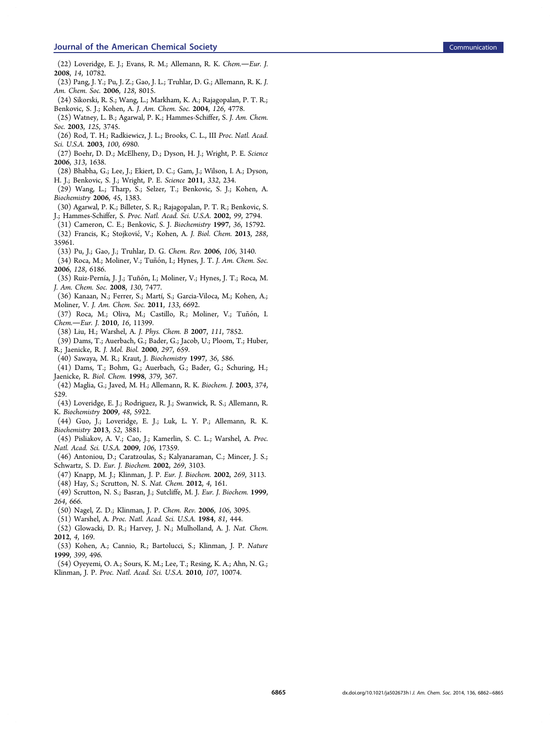(22) Loveridge, E. J.; Evans, R. M.; Allemann, R. K. *Chem.—Eur. J.* **2008**, *14*, 10782.

(23) Pang, J. Y.; Pu, J. Z.; Gao, J. L.; Truhlar, D. G.; Allemann, R. K. *J. Am. Chem. Soc.* **2006**, *128*, 8015.

(24) Sikorski, R. S.; Wang, L.; Markham, K. A.; Rajagopalan, P. T. R.; Benkovic, S. J.; Kohen, A. *J. Am. Chem. Soc.* **2004**, *126*, 4778.

(25) Watney, L. B.; Agarwal, P. K.; Hammes-Schiffer, S. *J. Am. Chem. Soc.* **2003**, *125*, 3745.

(26) Rod, T. H.; Radkiewicz, J. L.; Brooks, C. L., III *Proc. Natl. Acad. Sci. U.S.A.* **2003**, *100*, 6980.

(27) Boehr, D. D.; McElheny, D.; Dyson, H. J.; Wright, P. E. *Science* **2006**, *313*, 1638.

(28) Bhabha, G.; Lee, J.; Ekiert, D. C.; Gam, J.; Wilson, I. A.; Dyson, H. J.; Benkovic, S. J.; Wright, P. E. *Science* **2011**, *332*, 234.

(29) Wang, L.; Tharp, S.; Selzer, T.; Benkovic, S. J.; Kohen, A. *Biochemistry* **2006**, *45*, 1383.

(30) Agarwal, P. K.; Billeter, S. R.; Rajagopalan, P. T. R.; Benkovic, S. J.; Hammes-Schiffer, S. *Proc. Natl. Acad. Sci. U.S.A.* **2002**, *99*, 2794.

(31) Cameron, C. E.; Benkovic, S. J. *Biochemistry* **1997**, *36*, 15792.

(32) Francis, K.; Stojković, V.; Kohen, A. *J. Biol. Chem.* **2013**, *288*, 35961.

(33) Pu, J.; Gao, J.; Truhlar, D. G. *Chem. Rev.* **2006**, *106*, 3140.

(34) Roca, M.; Moliner, V.; Tuñón, I.; Hynes, J. T. *J. Am. Chem. Soc.* **2006**, *128*, 6186.

(35) Ruiz-Pernía, J. J.; Tuñón, I.; Moliner, V.; Hynes, J. T.; Roca, M. *J. Am. Chem. Soc.* **2008**, *130*, 7477.

(36) Kanaan, N.; Ferrer, S.; Martí, S.; Garcia-Viloca, M.; Kohen, A.; Moliner, V. *J. Am. Chem. Soc.* **2011**, *133*, 6692.

(37) Roca, M.; Oliva, M.; Castillo, R.; Moliner, V.; Tuñón, I. *Chem.—Eur. J.* **2010**, *16*, 11399.

(38) Liu, H.; Warshel, A. *J. Phys. Chem. B* **2007**, *111*, 7852.

(39) Dams, T.; Auerbach, G.; Bader, G.; Jacob, U.; Ploom, T.; Huber, R.; Jaenicke, R. *J. Mol. Biol.* **2000**, *297*, 659.

(40) Sawaya, M. R.; Kraut, J. *Biochemistry* **1997**, *36*, 586.

(41) Dams, T.; Bohm, G.; Auerbach, G.; Bader, G.; Schuring, H.; Jaenicke, R. *Biol. Chem.* **1998**, *379*, 367.

(42) Maglia, G.; Javed, M. H.; Allemann, R. K. *Biochem. J.* **2003**, *374*, 529.

(43) Loveridge, E. J.; Rodriguez, R. J.; Swanwick, R. S.; Allemann, R. K. *Biochemistry* **2009**, *48*, 5922.

(44) Guo, J.; Loveridge, E. J.; Luk, L. Y. P.; Allemann, R. K. *Biochemistry* **2013**, *52*, 3881.

(45) Pisliakov, A. V.; Cao, J.; Kamerlin, S. C. L.; Warshel, A. *Proc. Natl. Acad. Sci. U.S.A.* **2009**, *106*, 17359.

(46) Antoniou, D.; Caratzoulas, S.; Kalyanaraman, C.; Mincer, J. S.; Schwartz, S. D. *Eur. J. Biochem.* **2002**, *269*, 3103.

(47) Knapp, M. J.; Klinman, J. P. *Eur. J. Biochem.* **2002**, *269*, 3113.

(48) Hay, S.; Scrutton, N. S. *Nat. Chem.* **2012**, *4*, 161.

(49) Scrutton, N. S.; Basran, J.; Sutcliffe, M. J. *Eur. J. Biochem.* **1999**, *264*, 666.

(50) Nagel, Z. D.; Klinman, J. P. *Chem. Rev.* **2006**, *106*, 3095.

(51) Warshel, A. *Proc. Natl. Acad. Sci. U.S.A.* **1984**, *81*, 444.

(52) Glowacki, D. R.; Harvey, J. N.; Mulholland, A. J. *Nat. Chem.* **2012**, *4*, 169.

(53) Kohen, A.; Cannio, R.; Bartolucci, S.; Klinman, J. P. *Nature* **1999**, *399*, 496.

(54) Oyeyemi, O. A.; Sours, K. M.; Lee, T.; Resing, K. A.; Ahn, N. G.; Klinman, J. P. *Proc. Natl. Acad. Sci. U.S.A.* **2010**, *107*, 10074.